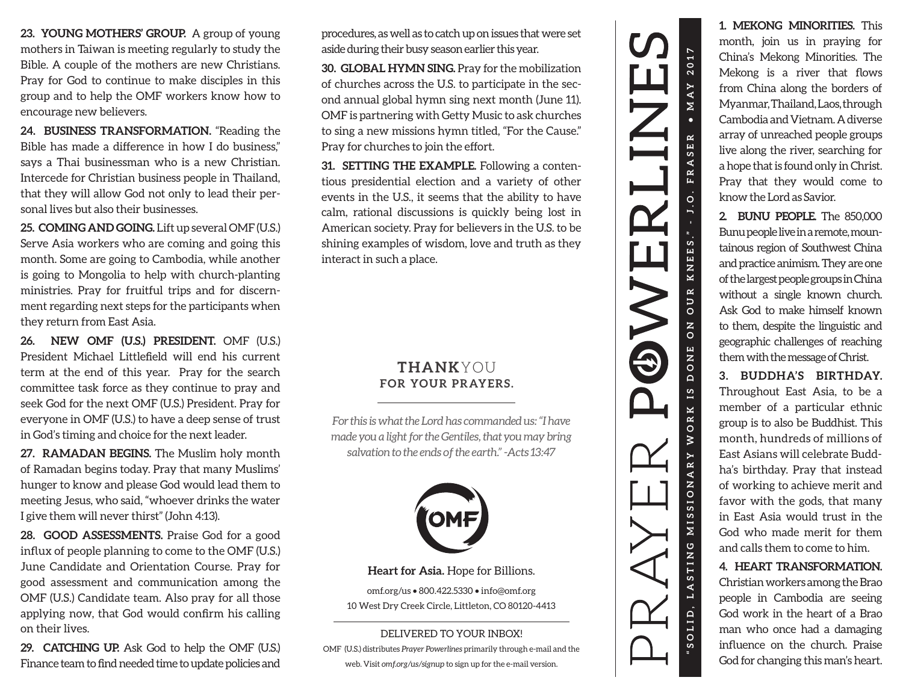# PRAYER POWERLINES

**"SOLID, LASTING MISSIONARY WORK IS DONE ON OUR KNEES." - J.O. FRASER • MAY 2017**

**1. MEKONG MINORITIES.** This month, join us in praying for China's Mekong Minorities. The Mekong is a river that flows from China along the borders of Myanmar, Thailand, Laos, through Cambodia and Vietnam. A diverse array of unreached people groups live along the river, searching for a hope that is found only in Christ. Pray that they would come to know the Lord as Savior.

**2. BUNU PEOPLE.** The 850,000 Bunu people live in a remote, mountainous region of Southwest China and practice animism. They are one of the largest people groups in China without a single known church. Ask God to make himself known to them, despite the linguistic and geographic challenges of reaching them with the message of Christ.

**3. BUDDHA'S BIRTHDAY.** Throughout East Asia, to be a member of a particular ethnic group is to also be Buddhist. This month, hundreds of millions of East Asians will celebrate Buddha's birthday. Pray that instead of working to achieve merit and favor with the gods, that many in East Asia would trust in the God who made merit for them and calls them to come to him.

**4. HEART TRANSFORMATION.** Christian workers among the Brao people in Cambodia are seeing God work in the heart of a Brao man who once had a damaging influence on the church. Praise God for changing this man's heart.

**23. YOUNG MOTHERS' GROUP.** A group of young mothers in Taiwan is meeting regularly to study the Bible. A couple of the mothers are new Christians. Pray for God to continue to make disciples in this group and to help the OMF workers know how to encourage new believers.

**24. BUSINESS TRANSFORMATION.** "Reading the Bible has made a difference in how I do business," says a Thai businessman who is a new Christian. Intercede for Christian business people in Thailand, that they will allow God not only to lead their personal lives but also their businesses.

**25. COMING AND GOING.** Lift up several OMF (U.S.) Serve Asia workers who are coming and going this month. Some are going to Cambodia, while another is going to Mongolia to help with church-planting ministries. Pray for fruitful trips and for discernment regarding next steps for the participants when they return from East Asia.

**26. NEW OMF (U.S.) PRESIDENT.** OMF (U.S.) President Michael Littlefield will end his current term at the end of this year. Pray for the search committee task force as they continue to pray and seek God for the next OMF (U.S.) President. Pray for everyone in OMF (U.S.) to have a deep sense of trust in God's timing and choice for the next leader.

**27. RAMADAN BEGINS.** The Muslim holy month of Ramadan begins today. Pray that many Muslims' hunger to know and please God would lead them to meeting Jesus, who said, "whoever drinks the water I give them will never thirst" (John 4:13).

**28. GOOD ASSESSMENTS.** Praise God for a good influx of people planning to come to the OMF (U.S.) June Candidate and Orientation Course. Pray for good assessment and communication among the OMF (U.S.) Candidate team. Also pray for all those applying now, that God would confirm his calling on their lives.

**29. CATCHING UP.** Ask God to help the OMF (U.S.) Finance team to find needed time to update policies and procedures, as well as to catch up on issues that were set aside during their busy season earlier this year.

**30. GLOBAL HYMN SING.** Pray for the mobilization of churches across the U.S. to participate in the second annual global hymn sing next month (June 11). OMF is partnering with Getty Music to ask churches to sing a new missions hymn titled, "For the Cause." Pray for churches to join the effort.

**31. SETTING THE EXAMPLE.** Following a contentious presidential election and a variety of other events in the U.S., it seems that the ability to have calm, rational discussions is quickly being lost in American society. Pray for believers in the U.S. to be shining examples of wisdom, love and truth as they interact in such a place.

**THANK** YOU
**FOR YOUR PRAYERS.**

*For this is what the Lord has commanded us: "I have made you a light for the Gentiles, that you may bring salvation to the ends of the earth." -Acts 13:47*

OMF

**Heart for Asia.** Hope for Billions.

omf.org/us • 800.422.5330 • info@omf.org
10 West Dry Creek Circle, Littleton, CO 80120-4413

DELIVERED TO YOUR INBOX!

OMF (U.S.) distributes *Prayer Powerlines* primarily through e-mail and the web. Visit *omf.org/us/signup* to sign up for the e-mail version.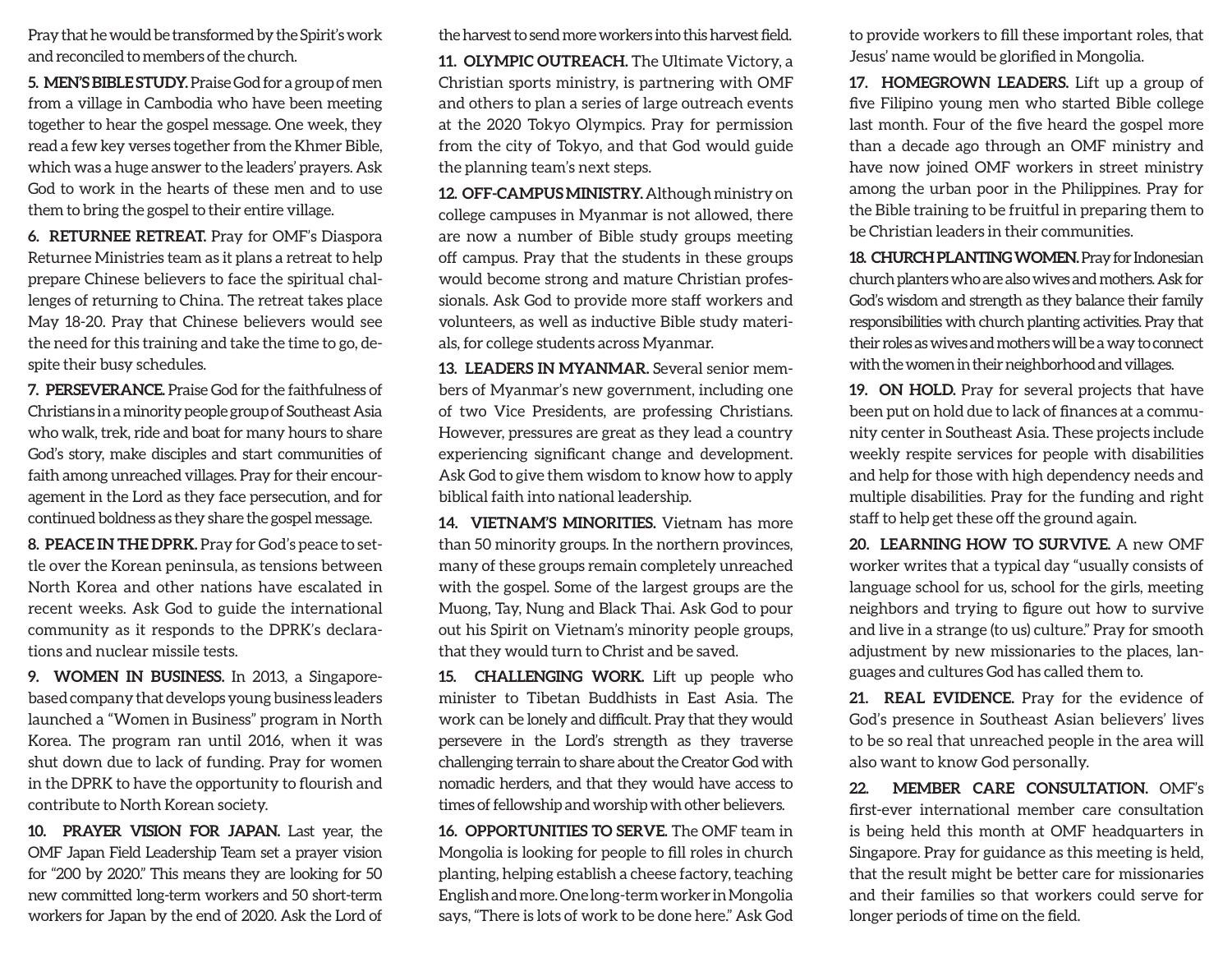Pray that he would be transformed by the Spirit's work and reconciled to members of the church.

**5. MEN'S BIBLE STUDY.** Praise God for a group of men from a village in Cambodia who have been meeting together to hear the gospel message. One week, they read a few key verses together from the Khmer Bible, which was a huge answer to the leaders' prayers. Ask God to work in the hearts of these men and to use them to bring the gospel to their entire village.

**6. RETURNEE RETREAT.** Pray for OMF's Diaspora Returnee Ministries team as it plans a retreat to help prepare Chinese believers to face the spiritual challenges of returning to China. The retreat takes place May 18-20. Pray that Chinese believers would see the need for this training and take the time to go, despite their busy schedules.

**7. PERSEVERANCE.** Praise God for the faithfulness of Christians in a minority people group of Southeast Asia who walk, trek, ride and boat for many hours to share God's story, make disciples and start communities of faith among unreached villages. Pray for their encouragement in the Lord as they face persecution, and for continued boldness as they share the gospel message.

**8. PEACE IN THE DPRK.** Pray for God's peace to settle over the Korean peninsula, as tensions between North Korea and other nations have escalated in recent weeks. Ask God to guide the international community as it responds to the DPRK's declarations and nuclear missile tests.

**9. WOMEN IN BUSINESS.** In 2013, a Singapore-based company that develops young business leaders launched a "Women in Business" program in North Korea. The program ran until 2016, when it was shut down due to lack of funding. Pray for women in the DPRK to have the opportunity to flourish and contribute to North Korean society.

**10. PRAYER VISION FOR JAPAN.** Last year, the OMF Japan Field Leadership Team set a prayer vision for "200 by 2020." This means they are looking for 50 new committed long-term workers and 50 short-term workers for Japan by the end of 2020. Ask the Lord of the harvest to send more workers into this harvest field.

**11. OLYMPIC OUTREACH.** The Ultimate Victory, a Christian sports ministry, is partnering with OMF and others to plan a series of large outreach events at the 2020 Tokyo Olympics. Pray for permission from the city of Tokyo, and that God would guide the planning team's next steps.

**12. OFF-CAMPUS MINISTRY.** Although ministry on college campuses in Myanmar is not allowed, there are now a number of Bible study groups meeting off campus. Pray that the students in these groups would become strong and mature Christian professionals. Ask God to provide more staff workers and volunteers, as well as inductive Bible study materials, for college students across Myanmar.

**13. LEADERS IN MYANMAR.** Several senior members of Myanmar's new government, including one of two Vice Presidents, are professing Christians. However, pressures are great as they lead a country experiencing significant change and development. Ask God to give them wisdom to know how to apply biblical faith into national leadership.

**14. VIETNAM'S MINORITIES.** Vietnam has more than 50 minority groups. In the northern provinces, many of these groups remain completely unreached with the gospel. Some of the largest groups are the Muong, Tay, Nung and Black Thai. Ask God to pour out his Spirit on Vietnam's minority people groups, that they would turn to Christ and be saved.

**15. CHALLENGING WORK.** Lift up people who minister to Tibetan Buddhists in East Asia. The work can be lonely and difficult. Pray that they would persevere in the Lord's strength as they traverse challenging terrain to share about the Creator God with nomadic herders, and that they would have access to times of fellowship and worship with other believers.

**16. OPPORTUNITIES TO SERVE.** The OMF team in Mongolia is looking for people to fill roles in church planting, helping establish a cheese factory, teaching English and more. One long-term worker in Mongolia says, "There is lots of work to be done here." Ask God to provide workers to fill these important roles, that Jesus' name would be glorified in Mongolia.

**17. HOMEGROWN LEADERS.** Lift up a group of five Filipino young men who started Bible college last month. Four of the five heard the gospel more than a decade ago through an OMF ministry and have now joined OMF workers in street ministry among the urban poor in the Philippines. Pray for the Bible training to be fruitful in preparing them to be Christian leaders in their communities.

**18. CHURCH PLANTING WOMEN.** Pray for Indonesian church planters who are also wives and mothers. Ask for God's wisdom and strength as they balance their family responsibilities with church planting activities. Pray that their roles as wives and mothers will be a way to connect with the women in their neighborhood and villages.

**19. ON HOLD.** Pray for several projects that have been put on hold due to lack of finances at a community center in Southeast Asia. These projects include weekly respite services for people with disabilities and help for those with high dependency needs and multiple disabilities. Pray for the funding and right staff to help get these off the ground again.

**20. LEARNING HOW TO SURVIVE.** A new OMF worker writes that a typical day "usually consists of language school for us, school for the girls, meeting neighbors and trying to figure out how to survive and live in a strange (to us) culture." Pray for smooth adjustment by new missionaries to the places, languages and cultures God has called them to.

**21. REAL EVIDENCE.** Pray for the evidence of God's presence in Southeast Asian believers' lives to be so real that unreached people in the area will also want to know God personally.

**22. MEMBER CARE CONSULTATION.** OMF's first-ever international member care consultation is being held this month at OMF headquarters in Singapore. Pray for guidance as this meeting is held, that the result might be better care for missionaries and their families so that workers could serve for longer periods of time on the field.